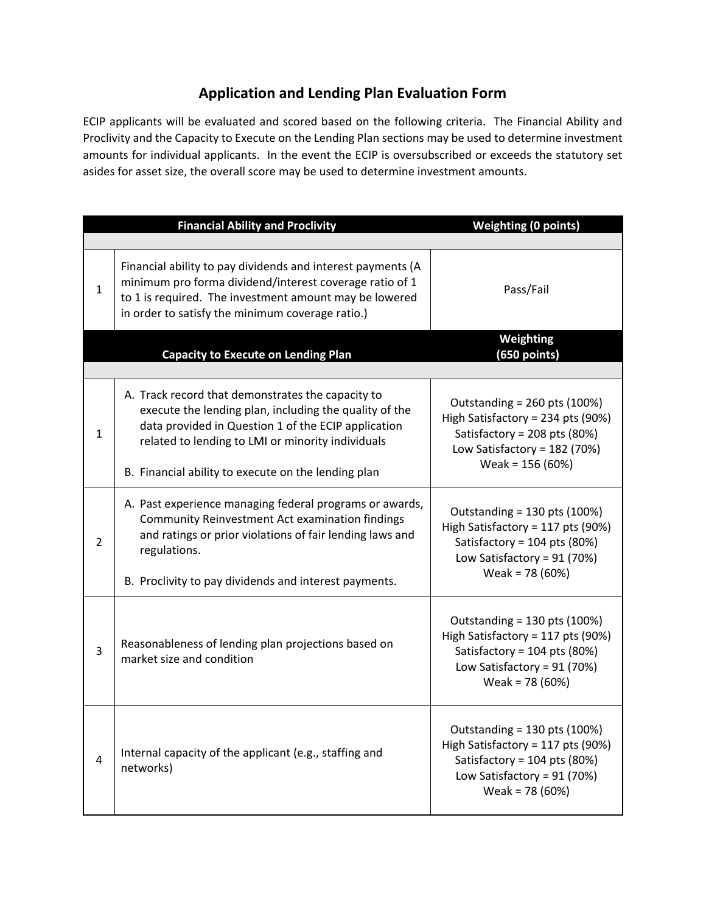# Application and Lending Plan Evaluation Form

ECIP applicants will be evaluated and scored based on the following criteria. The Financial Ability and Proclivity and the Capacity to Execute on the Lending Plan sections may be used to determine investment amounts for individual applicants. In the event the ECIP is oversubscribed or exceeds the statutory set asides for asset size, the overall score may be used to determine investment amounts.

| | **Financial Ability and Proclivity** | **Weighting (0 points)** |
|---|---|---|
| | | |
| 1 | Financial ability to pay dividends and interest payments (A minimum pro forma dividend/interest coverage ratio of 1 to 1 is required. The investment amount may be lowered in order to satisfy the minimum coverage ratio.) | Pass/Fail |
| | **Capacity to Execute on Lending Plan** | **Weighting (650 points)** |
| | | |
| 1 | A. Track record that demonstrates the capacity to execute the lending plan, including the quality of the data provided in Question 1 of the ECIP application related to lending to LMI or minority individuals<br><br>B. Financial ability to execute on the lending plan | Outstanding = 260 pts (100%)<br>High Satisfactory = 234 pts (90%)<br>Satisfactory = 208 pts (80%)<br>Low Satisfactory = 182 (70%)<br>Weak = 156 (60%) |
| 2 | A. Past experience managing federal programs or awards, Community Reinvestment Act examination findings and ratings or prior violations of fair lending laws and regulations.<br><br>B. Proclivity to pay dividends and interest payments. | Outstanding = 130 pts (100%)<br>High Satisfactory = 117 pts (90%)<br>Satisfactory = 104 pts (80%)<br>Low Satisfactory = 91 (70%)<br>Weak = 78 (60%) |
| 3 | Reasonableness of lending plan projections based on market size and condition | Outstanding = 130 pts (100%)<br>High Satisfactory = 117 pts (90%)<br>Satisfactory = 104 pts (80%)<br>Low Satisfactory = 91 (70%)<br>Weak = 78 (60%) |
| 4 | Internal capacity of the applicant (e.g., staffing and networks) | Outstanding = 130 pts (100%)<br>High Satisfactory = 117 pts (90%)<br>Satisfactory = 104 pts (80%)<br>Low Satisfactory = 91 (70%)<br>Weak = 78 (60%) |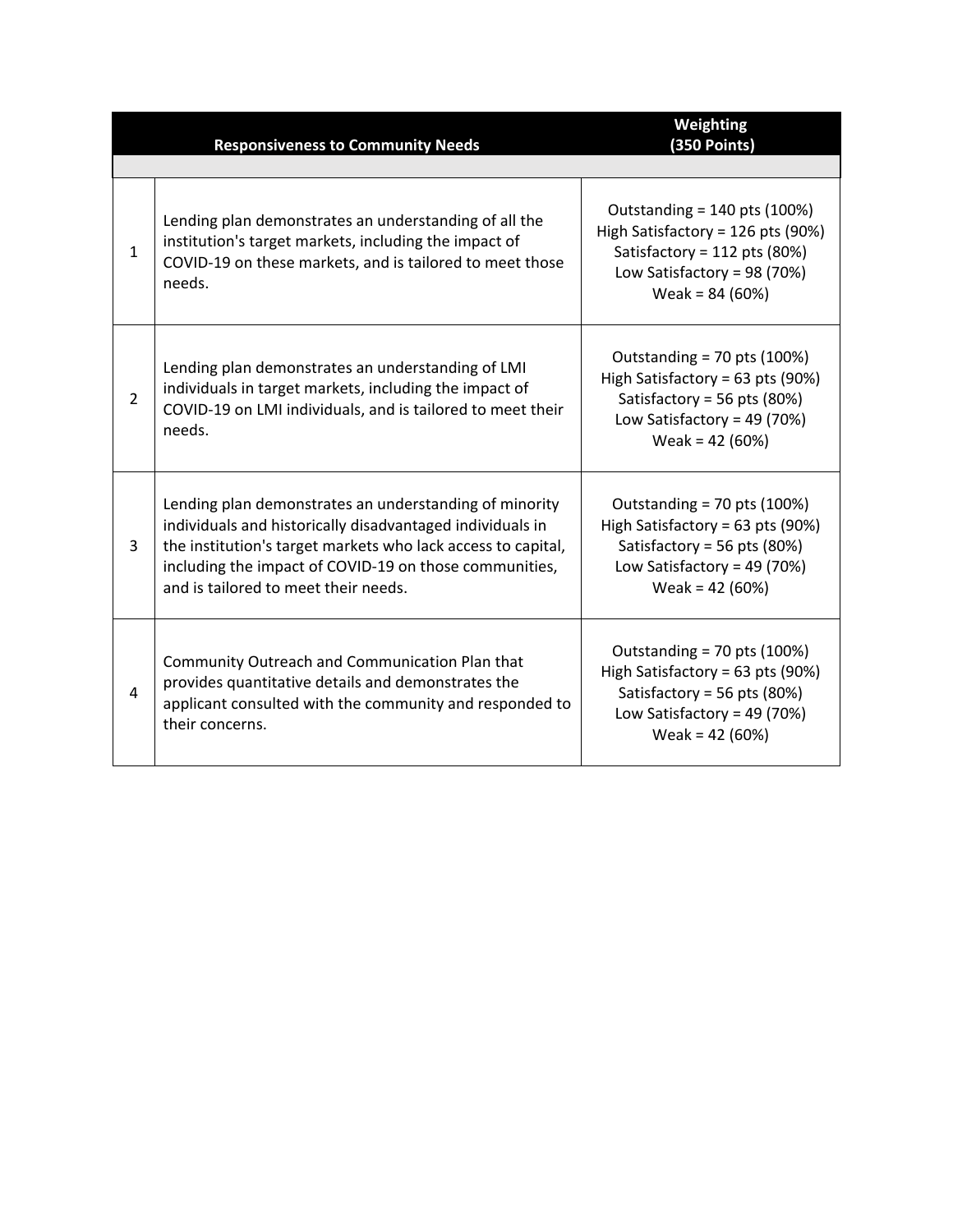| | Responsiveness to Community Needs | Weighting (350 Points) |
|---|---|---|
| | | |
| 1 | Lending plan demonstrates an understanding of all the institution's target markets, including the impact of COVID-19 on these markets, and is tailored to meet those needs. | Outstanding = 140 pts (100%)<br>High Satisfactory = 126 pts (90%)<br>Satisfactory = 112 pts (80%)<br>Low Satisfactory = 98 (70%)<br>Weak = 84 (60%) |
| 2 | Lending plan demonstrates an understanding of LMI individuals in target markets, including the impact of COVID-19 on LMI individuals, and is tailored to meet their needs. | Outstanding = 70 pts (100%)<br>High Satisfactory = 63 pts (90%)<br>Satisfactory = 56 pts (80%)<br>Low Satisfactory = 49 (70%)<br>Weak = 42 (60%) |
| 3 | Lending plan demonstrates an understanding of minority individuals and historically disadvantaged individuals in the institution's target markets who lack access to capital, including the impact of COVID-19 on those communities, and is tailored to meet their needs. | Outstanding = 70 pts (100%)<br>High Satisfactory = 63 pts (90%)<br>Satisfactory = 56 pts (80%)<br>Low Satisfactory = 49 (70%)<br>Weak = 42 (60%) |
| 4 | Community Outreach and Communication Plan that provides quantitative details and demonstrates the applicant consulted with the community and responded to their concerns. | Outstanding = 70 pts (100%)<br>High Satisfactory = 63 pts (90%)<br>Satisfactory = 56 pts (80%)<br>Low Satisfactory = 49 (70%)<br>Weak = 42 (60%) |